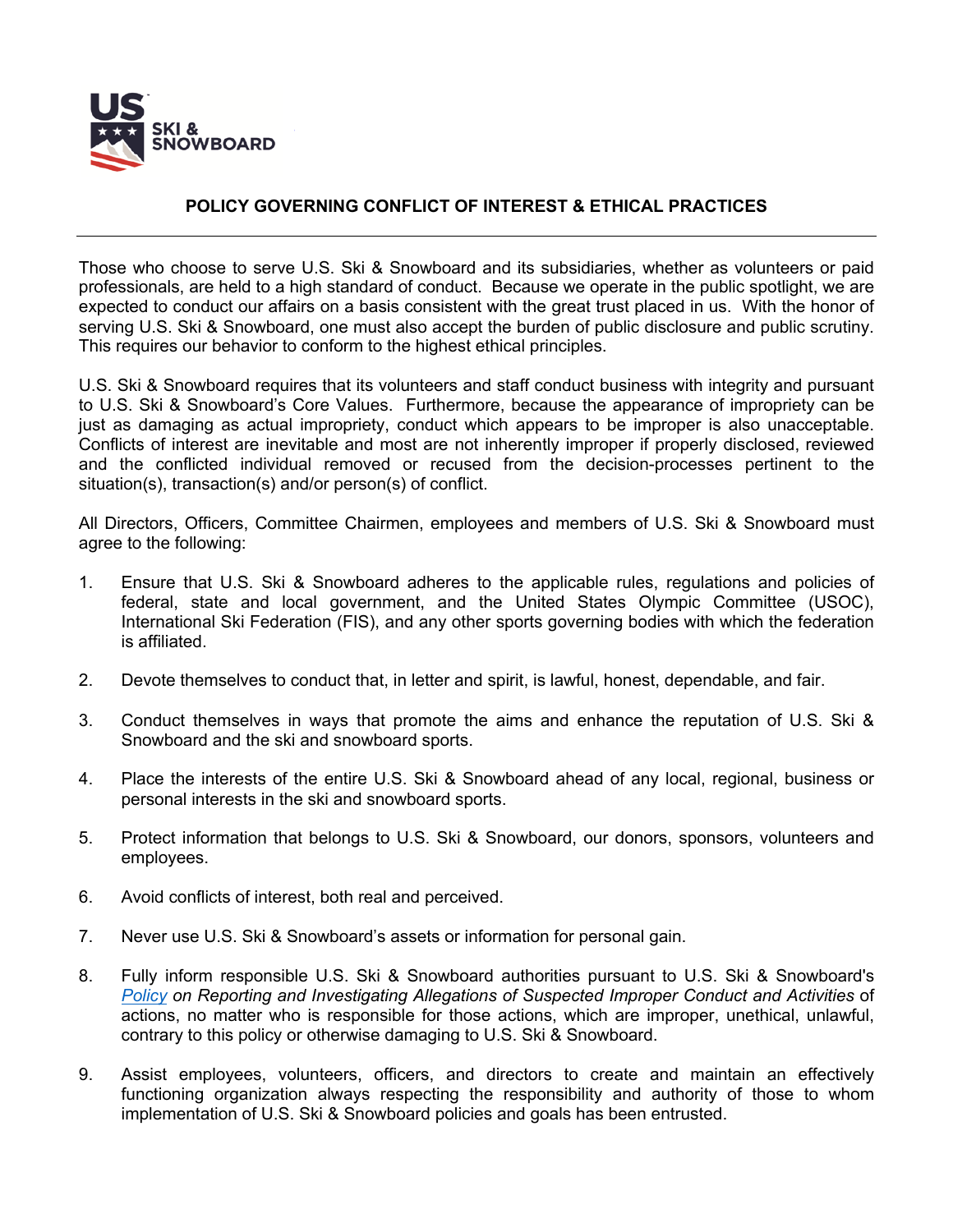# POLICY GOVERNING CONFLICT OF INTEREST & ETHICAL PRACTICES

---

Those who choose to serve U.S. Ski & Snowboard and its subsidiaries, whether as volunteers or paid professionals, are held to a high standard of conduct. Because we operate in the public spotlight, we are expected to conduct our affairs on a basis consistent with the great trust placed in us. With the honor of serving U.S. Ski & Snowboard, one must also accept the burden of public disclosure and public scrutiny. This requires our behavior to conform to the highest ethical principles.

U.S. Ski & Snowboard requires that its volunteers and staff conduct business with integrity and pursuant to U.S. Ski & Snowboard's Core Values. Furthermore, because the appearance of impropriety can be just as damaging as actual impropriety, conduct which appears to be improper is also unacceptable. Conflicts of interest are inevitable and most are not inherently improper if properly disclosed, reviewed and the conflicted individual removed or recused from the decision-processes pertinent to the situation(s), transaction(s) and/or person(s) of conflict.

All Directors, Officers, Committee Chairmen, employees and members of U.S. Ski & Snowboard must agree to the following:

1. Ensure that U.S. Ski & Snowboard adheres to the applicable rules, regulations and policies of federal, state and local government, and the United States Olympic Committee (USOC), International Ski Federation (FIS), and any other sports governing bodies with which the federation is affiliated.

2. Devote themselves to conduct that, in letter and spirit, is lawful, honest, dependable, and fair.

3. Conduct themselves in ways that promote the aims and enhance the reputation of U.S. Ski & Snowboard and the ski and snowboard sports.

4. Place the interests of the entire U.S. Ski & Snowboard ahead of any local, regional, business or personal interests in the ski and snowboard sports.

5. Protect information that belongs to U.S. Ski & Snowboard, our donors, sponsors, volunteers and employees.

6. Avoid conflicts of interest, both real and perceived.

7. Never use U.S. Ski & Snowboard's assets or information for personal gain.

8. Fully inform responsible U.S. Ski & Snowboard authorities pursuant to U.S. Ski & Snowboard's *Policy on Reporting and Investigating Allegations of Suspected Improper Conduct and Activities* of actions, no matter who is responsible for those actions, which are improper, unethical, unlawful, contrary to this policy or otherwise damaging to U.S. Ski & Snowboard.

9. Assist employees, volunteers, officers, and directors to create and maintain an effectively functioning organization always respecting the responsibility and authority of those to whom implementation of U.S. Ski & Snowboard policies and goals has been entrusted.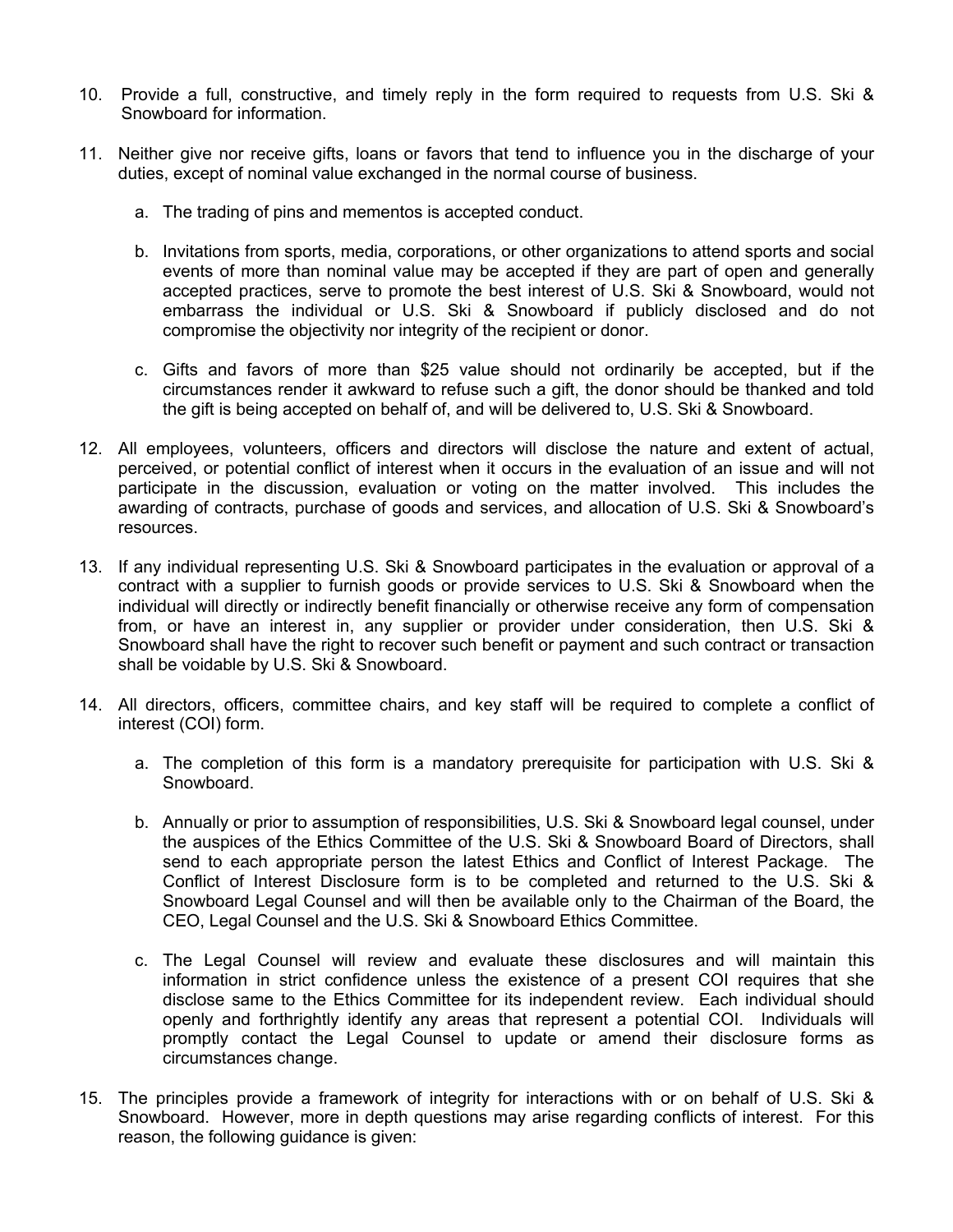10. Provide a full, constructive, and timely reply in the form required to requests from U.S. Ski & Snowboard for information.

11. Neither give nor receive gifts, loans or favors that tend to influence you in the discharge of your duties, except of nominal value exchanged in the normal course of business.

    a. The trading of pins and mementos is accepted conduct.

    b. Invitations from sports, media, corporations, or other organizations to attend sports and social events of more than nominal value may be accepted if they are part of open and generally accepted practices, serve to promote the best interest of U.S. Ski & Snowboard, would not embarrass the individual or U.S. Ski & Snowboard if publicly disclosed and do not compromise the objectivity nor integrity of the recipient or donor.

    c. Gifts and favors of more than $25 value should not ordinarily be accepted, but if the circumstances render it awkward to refuse such a gift, the donor should be thanked and told the gift is being accepted on behalf of, and will be delivered to, U.S. Ski & Snowboard.

12. All employees, volunteers, officers and directors will disclose the nature and extent of actual, perceived, or potential conflict of interest when it occurs in the evaluation of an issue and will not participate in the discussion, evaluation or voting on the matter involved. This includes the awarding of contracts, purchase of goods and services, and allocation of U.S. Ski & Snowboard's resources.

13. If any individual representing U.S. Ski & Snowboard participates in the evaluation or approval of a contract with a supplier to furnish goods or provide services to U.S. Ski & Snowboard when the individual will directly or indirectly benefit financially or otherwise receive any form of compensation from, or have an interest in, any supplier or provider under consideration, then U.S. Ski & Snowboard shall have the right to recover such benefit or payment and such contract or transaction shall be voidable by U.S. Ski & Snowboard.

14. All directors, officers, committee chairs, and key staff will be required to complete a conflict of interest (COI) form.

    a. The completion of this form is a mandatory prerequisite for participation with U.S. Ski & Snowboard.

    b. Annually or prior to assumption of responsibilities, U.S. Ski & Snowboard legal counsel, under the auspices of the Ethics Committee of the U.S. Ski & Snowboard Board of Directors, shall send to each appropriate person the latest Ethics and Conflict of Interest Package. The Conflict of Interest Disclosure form is to be completed and returned to the U.S. Ski & Snowboard Legal Counsel and will then be available only to the Chairman of the Board, the CEO, Legal Counsel and the U.S. Ski & Snowboard Ethics Committee.

    c. The Legal Counsel will review and evaluate these disclosures and will maintain this information in strict confidence unless the existence of a present COI requires that she disclose same to the Ethics Committee for its independent review. Each individual should openly and forthrightly identify any areas that represent a potential COI. Individuals will promptly contact the Legal Counsel to update or amend their disclosure forms as circumstances change.

15. The principles provide a framework of integrity for interactions with or on behalf of U.S. Ski & Snowboard. However, more in depth questions may arise regarding conflicts of interest. For this reason, the following guidance is given: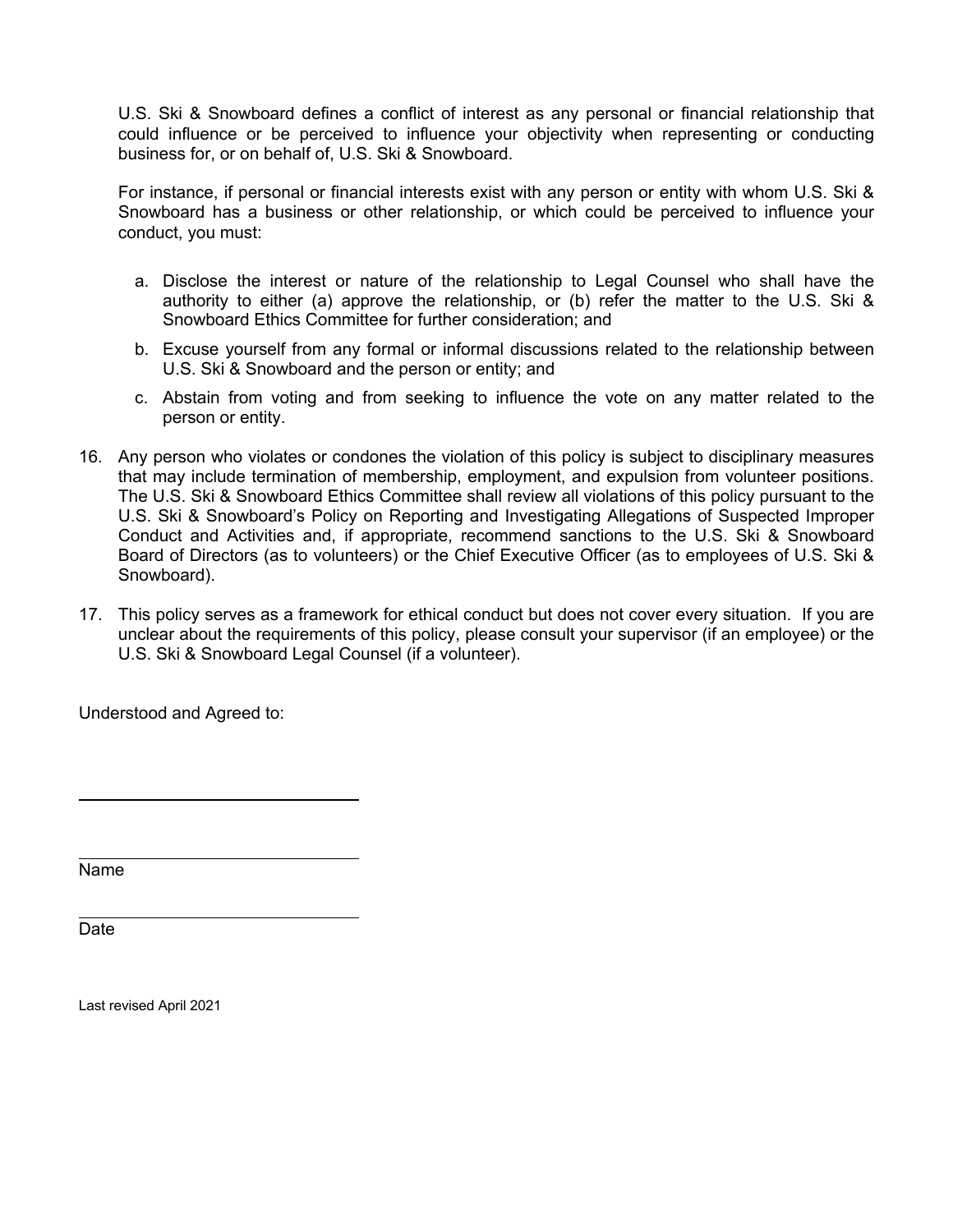U.S. Ski & Snowboard defines a conflict of interest as any personal or financial relationship that could influence or be perceived to influence your objectivity when representing or conducting business for, or on behalf of, U.S. Ski & Snowboard.

For instance, if personal or financial interests exist with any person or entity with whom U.S. Ski & Snowboard has a business or other relationship, or which could be perceived to influence your conduct, you must:

a. Disclose the interest or nature of the relationship to Legal Counsel who shall have the authority to either (a) approve the relationship, or (b) refer the matter to the U.S. Ski & Snowboard Ethics Committee for further consideration; and

b. Excuse yourself from any formal or informal discussions related to the relationship between U.S. Ski & Snowboard and the person or entity; and

c. Abstain from voting and from seeking to influence the vote on any matter related to the person or entity.

16. Any person who violates or condones the violation of this policy is subject to disciplinary measures that may include termination of membership, employment, and expulsion from volunteer positions. The U.S. Ski & Snowboard Ethics Committee shall review all violations of this policy pursuant to the U.S. Ski & Snowboard's Policy on Reporting and Investigating Allegations of Suspected Improper Conduct and Activities and, if appropriate, recommend sanctions to the U.S. Ski & Snowboard Board of Directors (as to volunteers) or the Chief Executive Officer (as to employees of U.S. Ski & Snowboard).

17. This policy serves as a framework for ethical conduct but does not cover every situation. If you are unclear about the requirements of this policy, please consult your supervisor (if an employee) or the U.S. Ski & Snowboard Legal Counsel (if a volunteer).

Understood and Agreed to:

\_\_\_\_\_\_\_\_\_\_\_\_\_\_\_\_\_\_\_\_\_\_\_\_\_\_\_\_\_\_

\_\_\_\_\_\_\_\_\_\_\_\_\_\_\_\_\_\_\_\_\_\_\_\_\_\_\_\_\_\_
Name

\_\_\_\_\_\_\_\_\_\_\_\_\_\_\_\_\_\_\_\_\_\_\_\_\_\_\_\_\_\_
Date

Last revised April 2021